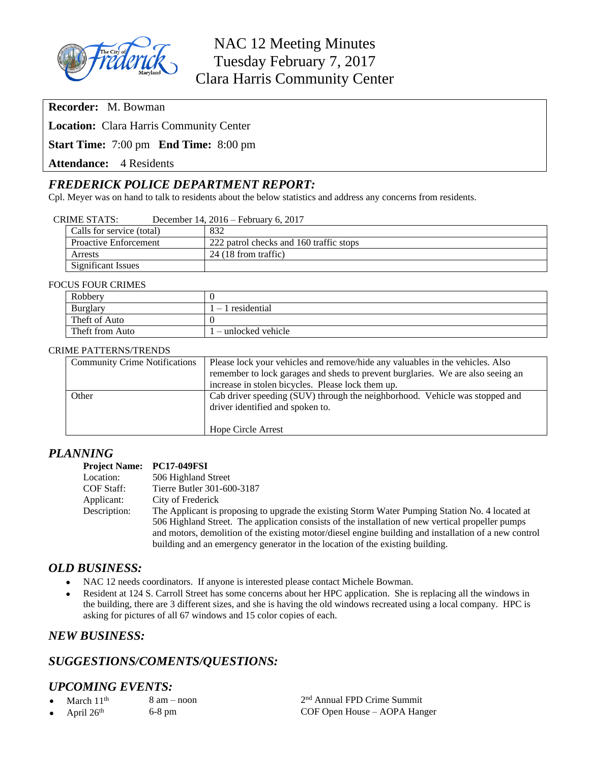# NAC 12 Meeting Minutes
## Tuesday February 7, 2017
## Clara Harris Community Center

**Recorder:** M. Bowman

**Location:** Clara Harris Community Center

**Start Time:** 7:00 pm **End Time:** 8:00 pm

**Attendance:** 4 Residents

## *FREDERICK POLICE DEPARTMENT REPORT:*

Cpl. Meyer was on hand to talk to residents about the below statistics and address any concerns from residents.

CRIME STATS: December 14, 2016 – February 6, 2017

| | |
|---|---|
| Calls for service (total) | 832 |
| Proactive Enforcement | 222 patrol checks and 160 traffic stops |
| Arrests | 24 (18 from traffic) |
| Significant Issues | |

FOCUS FOUR CRIMES

| | |
|---|---|
| Robbery | 0 |
| Burglary | 1 – 1 residential |
| Theft of Auto | 0 |
| Theft from Auto | 1 – unlocked vehicle |

CRIME PATTERNS/TRENDS

| | |
|---|---|
| Community Crime Notifications | Please lock your vehicles and remove/hide any valuables in the vehicles. Also remember to lock garages and sheds to prevent burglaries. We are also seeing an increase in stolen bicycles. Please lock them up. |
| Other | Cab driver speeding (SUV) through the neighborhood. Vehicle was stopped and driver identified and spoken to.<br><br>Hope Circle Arrest |

## *PLANNING*

**Project Name:** **PC17-049FSI**
Location: 506 Highland Street
COF Staff: Tierre Butler 301-600-3187
Applicant: City of Frederick
Description: The Applicant is proposing to upgrade the existing Storm Water Pumping Station No. 4 located at 506 Highland Street. The application consists of the installation of new vertical propeller pumps and motors, demolition of the existing motor/diesel engine building and installation of a new control building and an emergency generator in the location of the existing building.

## *OLD BUSINESS:*

- NAC 12 needs coordinators. If anyone is interested please contact Michele Bowman.
- Resident at 124 S. Carroll Street has some concerns about her HPC application. She is replacing all the windows in the building, there are 3 different sizes, and she is having the old windows recreated using a local company. HPC is asking for pictures of all 67 windows and 15 color copies of each.

## *NEW BUSINESS:*

## *SUGGESTIONS/COMENTS/QUESTIONS:*

## *UPCOMING EVENTS:*

- March 11th 8 am – noon 2nd Annual FPD Crime Summit
- April 26th 6-8 pm COF Open House – AOPA Hanger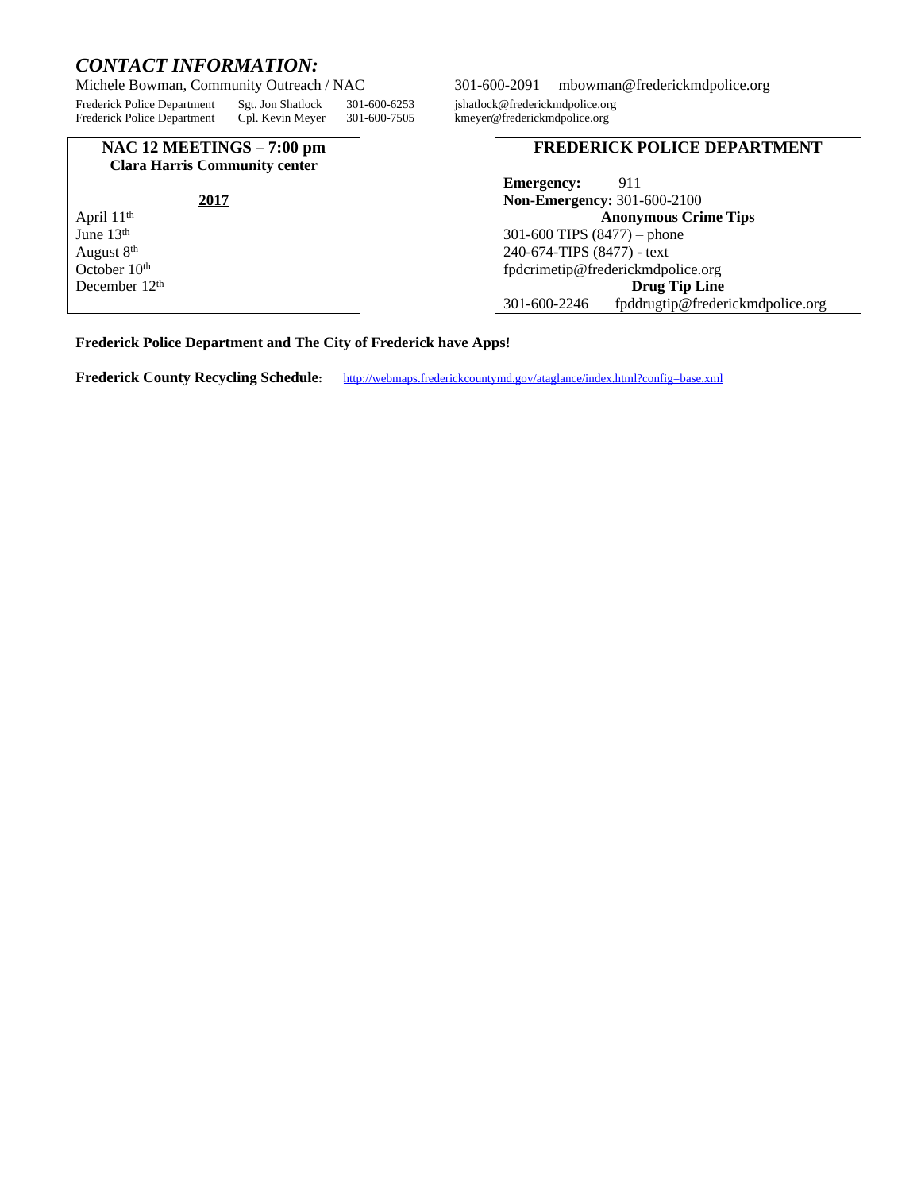## *CONTACT INFORMATION:*

| | | | |
|---|---|---|---|
| Michele Bowman, Community Outreach / NAC | | 301-600-2091 | mbowman@frederickmdpolice.org |
| Frederick Police Department | Sgt. Jon Shatlock | 301-600-6253 | jshatlock@frederickmdpolice.org |
| Frederick Police Department | Cpl. Kevin Meyer | 301-600-7505 | kmeyer@frederickmdpolice.org |

**NAC 12 MEETINGS – 7:00 pm**
**Clara Harris Community center**

**2017**

April 11th
June 13th
August 8th
October 10th
December 12th

**FREDERICK POLICE DEPARTMENT**

**Emergency:** 911
**Non-Emergency:** 301-600-2100

**Anonymous Crime Tips**

301-600 TIPS (8477) – phone
240-674-TIPS (8477) - text
fpdcrimetip@frederickmdpolice.org

**Drug Tip Line**

301-600-2246 fpddrugtip@frederickmdpolice.org

**Frederick Police Department and The City of Frederick have Apps!**

**Frederick County Recycling Schedule:** http://webmaps.frederickcountymd.gov/ataglance/index.html?config=base.xml